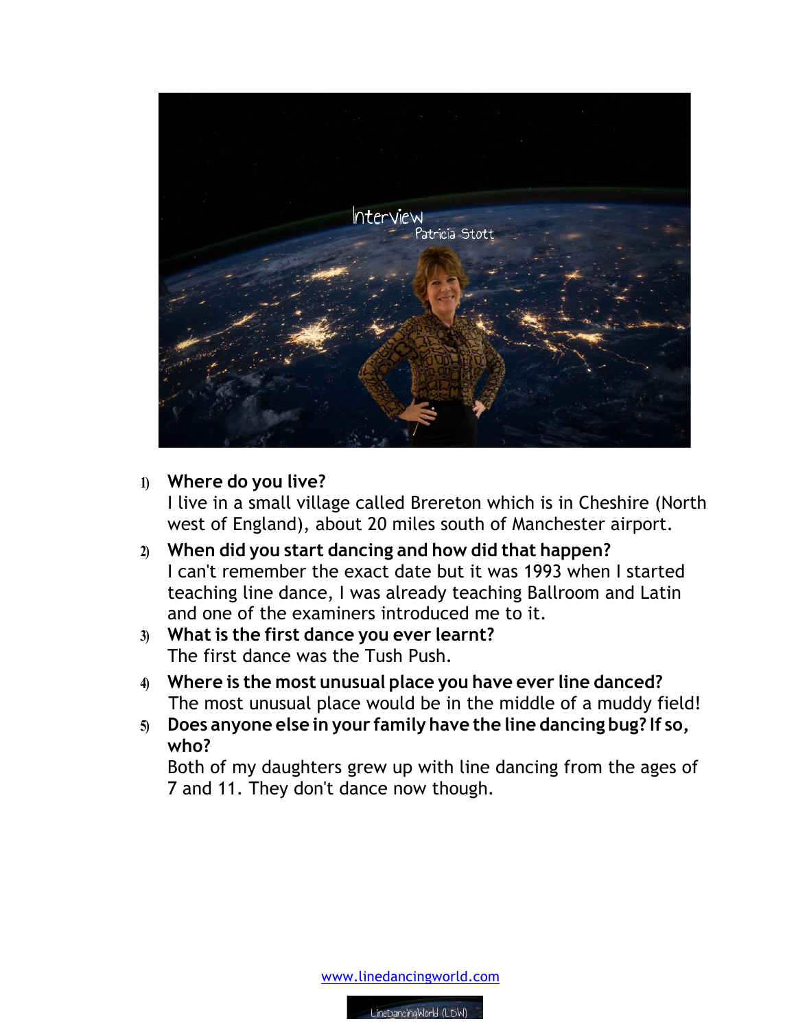Interview

Patricia Stott

1) **Where do you live?**
   I live in a small village called Brereton which is in Cheshire (North west of England), about 20 miles south of Manchester airport.
2) **When did you start dancing and how did that happen?**
   I can't remember the exact date but it was 1993 when I started teaching line dance, I was already teaching Ballroom and Latin and one of the examiners introduced me to it.
3) **What is the first dance you ever learnt?**
   The first dance was the Tush Push.
4) **Where is the most unusual place you have ever line danced?**
   The most unusual place would be in the middle of a muddy field!
5) **Does anyone else in your family have the line dancing bug? If so, who?**
   Both of my daughters grew up with line dancing from the ages of 7 and 11. They don't dance now though.

www.linedancingworld.com

LineDancingWorld (LDW)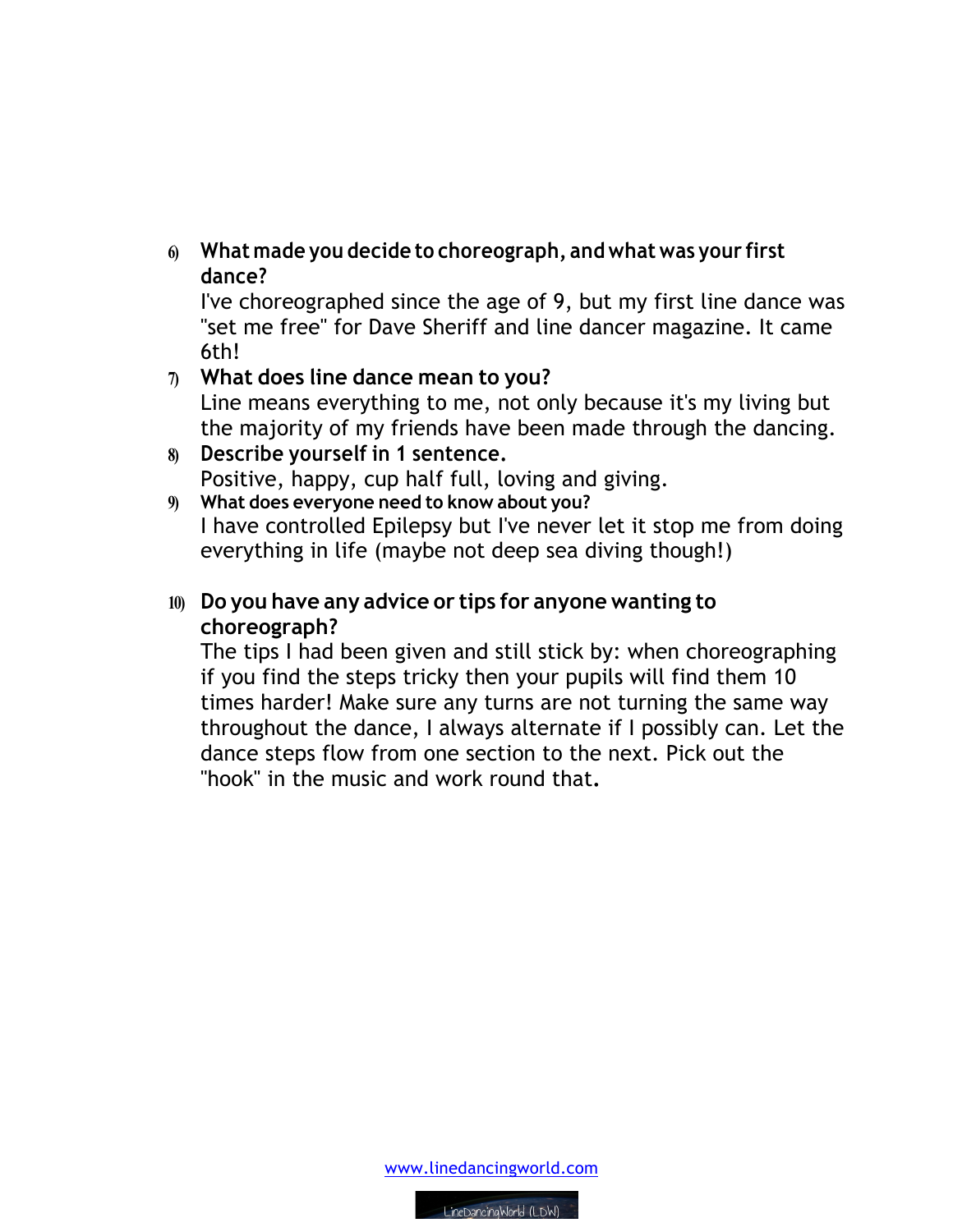6) **What made you decide to choreograph, and what was your first dance?**
   I've choreographed since the age of 9, but my first line dance was "set me free" for Dave Sheriff and line dancer magazine. It came 6th!
7) **What does line dance mean to you?**
   Line means everything to me, not only because it's my living but the majority of my friends have been made through the dancing.
8) **Describe yourself in 1 sentence.**
   Positive, happy, cup half full, loving and giving.
9) **What does everyone need to know about you?**
   I have controlled Epilepsy but I've never let it stop me from doing everything in life (maybe not deep sea diving though!)

10) **Do you have any advice or tips for anyone wanting to choreograph?**
    The tips I had been given and still stick by: when choreographing if you find the steps tricky then your pupils will find them 10 times harder! Make sure any turns are not turning the same way throughout the dance, I always alternate if I possibly can. Let the dance steps flow from one section to the next. Pick out the "hook" in the music and work round that.